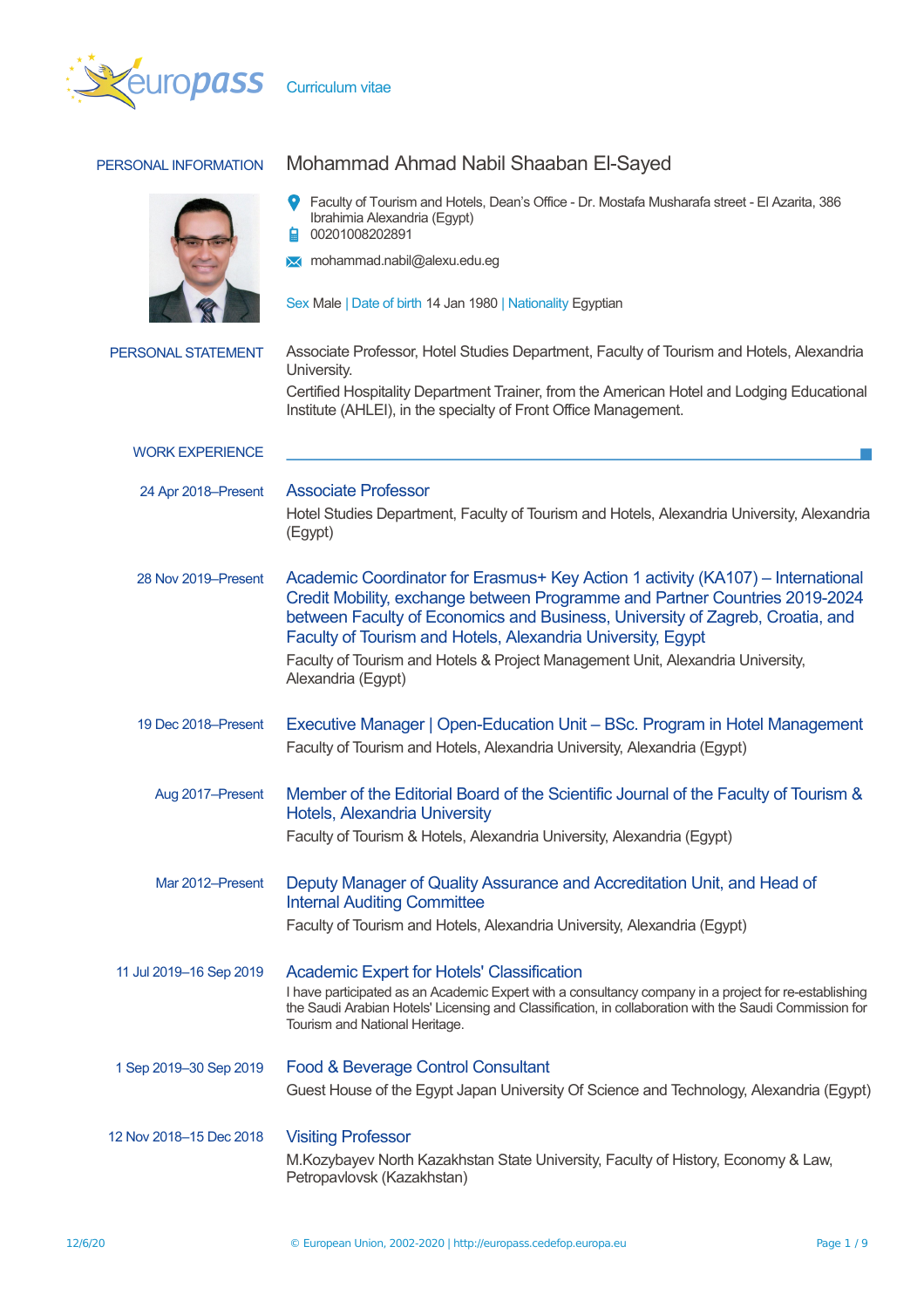europass Curriculum vitae

## PERSONAL INFORMATION

# Mohammad Ahmad Nabil Shaaban El-Sayed

Faculty of Tourism and Hotels, Dean's Office - Dr. Mostafa Musharafa street - El Azarita, 386 Ibrahimia Alexandria (Egypt)

00201008202891

mohammad.nabil@alexu.edu.eg

Sex Male | Date of birth 14 Jan 1980 | Nationality Egyptian

## PERSONAL STATEMENT

Associate Professor, Hotel Studies Department, Faculty of Tourism and Hotels, Alexandria University.

Certified Hospitality Department Trainer, from the American Hotel and Lodging Educational Institute (AHLEI), in the specialty of Front Office Management.

## WORK EXPERIENCE

**24 Apr 2018–Present**

### Associate Professor

Hotel Studies Department, Faculty of Tourism and Hotels, Alexandria University, Alexandria (Egypt)

**28 Nov 2019–Present**

### Academic Coordinator for Erasmus+ Key Action 1 activity (KA107) – International Credit Mobility, exchange between Programme and Partner Countries 2019-2024 between Faculty of Economics and Business, University of Zagreb, Croatia, and Faculty of Tourism and Hotels, Alexandria University, Egypt

Faculty of Tourism and Hotels & Project Management Unit, Alexandria University, Alexandria (Egypt)

**19 Dec 2018–Present**

### Executive Manager | Open-Education Unit – BSc. Program in Hotel Management

Faculty of Tourism and Hotels, Alexandria University, Alexandria (Egypt)

**Aug 2017–Present**

### Member of the Editorial Board of the Scientific Journal of the Faculty of Tourism & Hotels, Alexandria University

Faculty of Tourism & Hotels, Alexandria University, Alexandria (Egypt)

**Mar 2012–Present**

### Deputy Manager of Quality Assurance and Accreditation Unit, and Head of Internal Auditing Committee

Faculty of Tourism and Hotels, Alexandria University, Alexandria (Egypt)

**11 Jul 2019–16 Sep 2019**

### Academic Expert for Hotels' Classification

I have participated as an Academic Expert with a consultancy company in a project for re-establishing the Saudi Arabian Hotels' Licensing and Classification, in collaboration with the Saudi Commission for Tourism and National Heritage.

**1 Sep 2019–30 Sep 2019**

### Food & Beverage Control Consultant

Guest House of the Egypt Japan University Of Science and Technology, Alexandria (Egypt)

**12 Nov 2018–15 Dec 2018**

### Visiting Professor

M.Kozybayev North Kazakhstan State University, Faculty of History, Economy & Law, Petropavlovsk (Kazakhstan)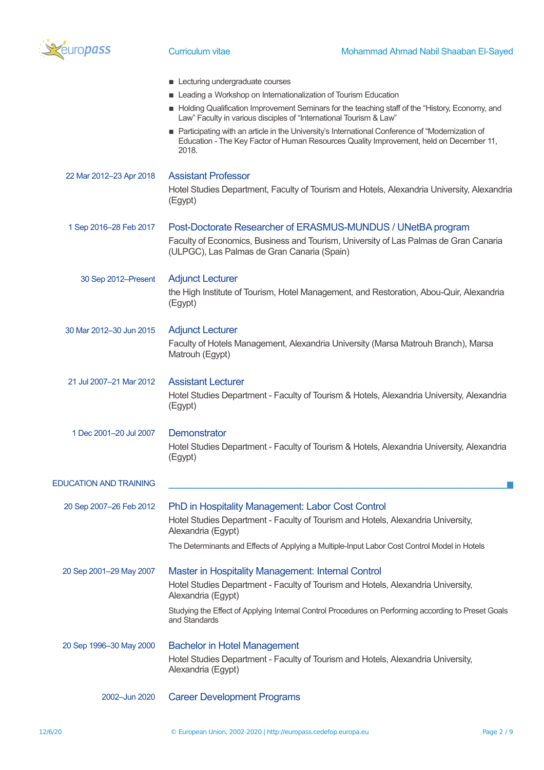- Lecturing undergraduate courses
- Leading a Workshop on Internationalization of Tourism Education
- Holding Qualification Improvement Seminars for the teaching staff of the “History, Economy, and Law” Faculty in various disciples of “International Tourism & Law”
- Participating with an article in the University’s International Conference of “Modernization of Education - The Key Factor of Human Resources Quality Improvement, held on December 11, 2018.

22 Mar 2012–23 Apr 2018

### Assistant Professor

Hotel Studies Department, Faculty of Tourism and Hotels, Alexandria University, Alexandria (Egypt)

1 Sep 2016–28 Feb 2017

### Post-Doctorate Researcher of ERASMUS-MUNDUS / UNetBA program

Faculty of Economics, Business and Tourism, University of Las Palmas de Gran Canaria (ULPGC), Las Palmas de Gran Canaria (Spain)

30 Sep 2012–Present

### Adjunct Lecturer

the High Institute of Tourism, Hotel Management, and Restoration, Abou-Quir, Alexandria (Egypt)

30 Mar 2012–30 Jun 2015

### Adjunct Lecturer

Faculty of Hotels Management, Alexandria University (Marsa Matrouh Branch), Marsa Matrouh (Egypt)

21 Jul 2007–21 Mar 2012

### Assistant Lecturer

Hotel Studies Department - Faculty of Tourism & Hotels, Alexandria University, Alexandria (Egypt)

1 Dec 2001–20 Jul 2007

### Demonstrator

Hotel Studies Department - Faculty of Tourism & Hotels, Alexandria University, Alexandria (Egypt)

## EDUCATION AND TRAINING

20 Sep 2007–26 Feb 2012

### PhD in Hospitality Management: Labor Cost Control

Hotel Studies Department - Faculty of Tourism and Hotels, Alexandria University, Alexandria (Egypt)

The Determinants and Effects of Applying a Multiple-Input Labor Cost Control Model in Hotels

20 Sep 2001–29 May 2007

### Master in Hospitality Management: Internal Control

Hotel Studies Department - Faculty of Tourism and Hotels, Alexandria University, Alexandria (Egypt)

Studying the Effect of Applying Internal Control Procedures on Performing according to Preset Goals and Standards

20 Sep 1996–30 May 2000

### Bachelor in Hotel Management

Hotel Studies Department - Faculty of Tourism and Hotels, Alexandria University, Alexandria (Egypt)

2002–Jun 2020

### Career Development Programs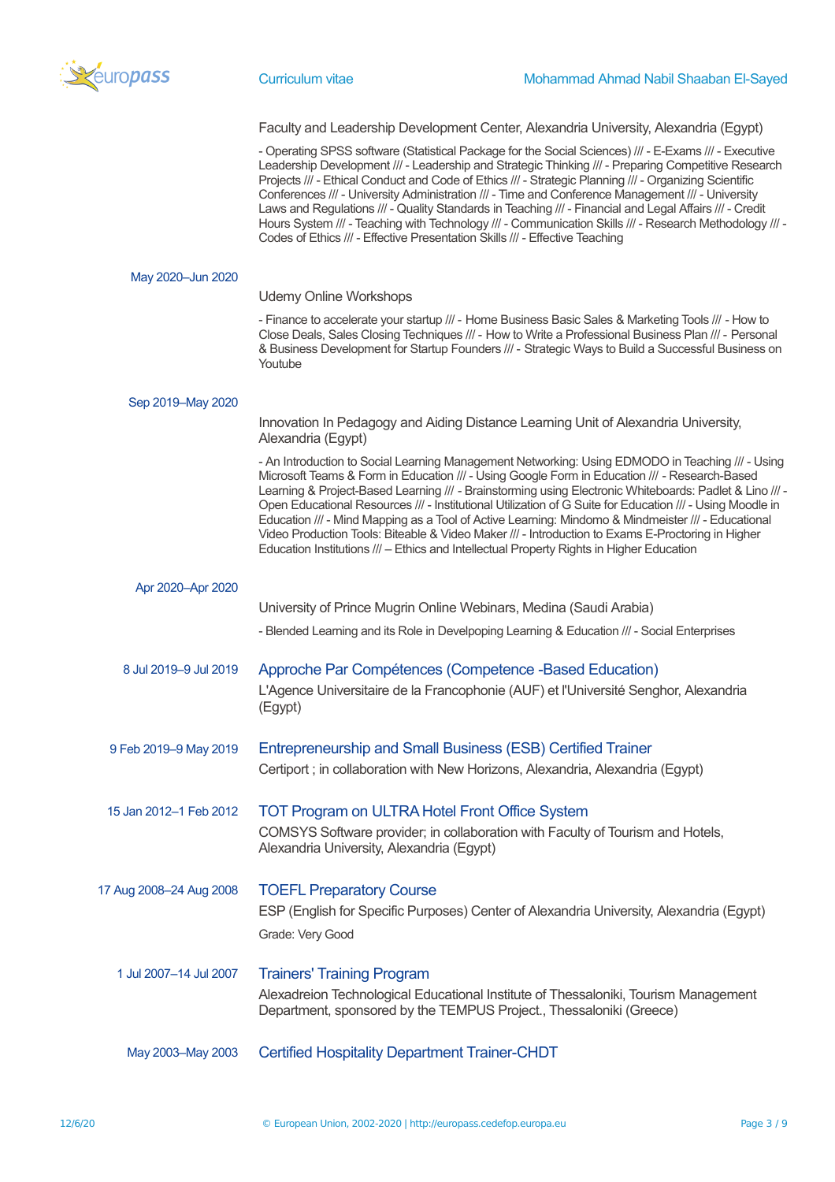Faculty and Leadership Development Center, Alexandria University, Alexandria (Egypt)

- Operating SPSS software (Statistical Package for the Social Sciences) /// - E-Exams /// - Executive Leadership Development /// - Leadership and Strategic Thinking /// - Preparing Competitive Research Projects /// - Ethical Conduct and Code of Ethics /// - Strategic Planning /// - Organizing Scientific Conferences /// - University Administration /// - Time and Conference Management /// - University Laws and Regulations /// - Quality Standards in Teaching /// - Financial and Legal Affairs /// - Credit Hours System /// - Teaching with Technology /// - Communication Skills /// - Research Methodology /// - Codes of Ethics /// - Effective Presentation Skills /// - Effective Teaching

**May 2020–Jun 2020**

Udemy Online Workshops

- Finance to accelerate your startup /// - Home Business Basic Sales & Marketing Tools /// - How to Close Deals, Sales Closing Techniques /// - How to Write a Professional Business Plan /// - Personal & Business Development for Startup Founders /// - Strategic Ways to Build a Successful Business on Youtube

**Sep 2019–May 2020**

Innovation In Pedagogy and Aiding Distance Learning Unit of Alexandria University, Alexandria (Egypt)

- An Introduction to Social Learning Management Networking: Using EDMODO in Teaching /// - Using Microsoft Teams & Form in Education /// - Using Google Form in Education /// - Research-Based Learning & Project-Based Learning /// - Brainstorming using Electronic Whiteboards: Padlet & Lino /// - Open Educational Resources /// - Institutional Utilization of G Suite for Education /// - Using Moodle in Education /// - Mind Mapping as a Tool of Active Learning: Mindomo & Mindmeister /// - Educational Video Production Tools: Biteable & Video Maker /// - Introduction to Exams E-Proctoring in Higher Education Institutions /// – Ethics and Intellectual Property Rights in Higher Education

**Apr 2020–Apr 2020**

University of Prince Mugrin Online Webinars, Medina (Saudi Arabia)

- Blended Learning and its Role in Develpoping Learning & Education /// - Social Enterprises

**8 Jul 2019–9 Jul 2019**

### Approche Par Compétences (Competence -Based Education)

L'Agence Universitaire de la Francophonie (AUF) et l'Université Senghor, Alexandria (Egypt)

**9 Feb 2019–9 May 2019**

### Entrepreneurship and Small Business (ESB) Certified Trainer

Certiport ; in collaboration with New Horizons, Alexandria, Alexandria (Egypt)

**15 Jan 2012–1 Feb 2012**

### TOT Program on ULTRA Hotel Front Office System

COMSYS Software provider; in collaboration with Faculty of Tourism and Hotels, Alexandria University, Alexandria (Egypt)

**17 Aug 2008–24 Aug 2008**

### TOEFL Preparatory Course

ESP (English for Specific Purposes) Center of Alexandria University, Alexandria (Egypt)

Grade: Very Good

**1 Jul 2007–14 Jul 2007**

### Trainers' Training Program

Alexadreion Technological Educational Institute of Thessaloniki, Tourism Management Department, sponsored by the TEMPUS Project., Thessaloniki (Greece)

**May 2003–May 2003**

### Certified Hospitality Department Trainer-CHDT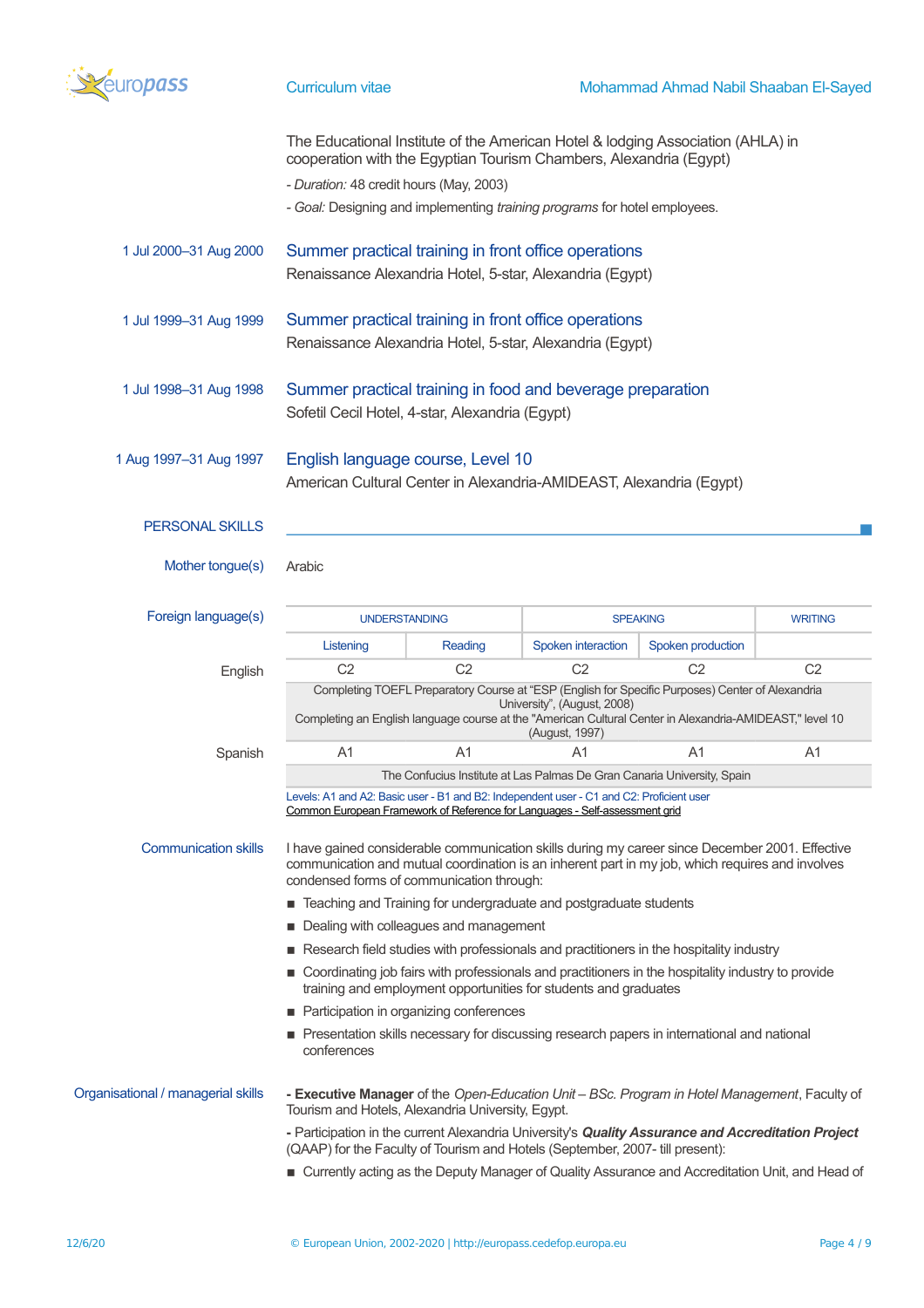The Educational Institute of the American Hotel & lodging Association (AHLA) in cooperation with the Egyptian Tourism Chambers, Alexandria (Egypt)

- *Duration:* 48 credit hours (May, 2003)

- *Goal:* Designing and implementing *training programs* for hotel employees.

1 Jul 2000–31 Aug 2000

### Summer practical training in front office operations

Renaissance Alexandria Hotel, 5-star, Alexandria (Egypt)

1 Jul 1999–31 Aug 1999

### Summer practical training in front office operations

Renaissance Alexandria Hotel, 5-star, Alexandria (Egypt)

1 Jul 1998–31 Aug 1998

### Summer practical training in food and beverage preparation

Sofetil Cecil Hotel, 4-star, Alexandria (Egypt)

1 Aug 1997–31 Aug 1997

### English language course, Level 10

American Cultural Center in Alexandria-AMIDEAST, Alexandria (Egypt)

## PERSONAL SKILLS

**Mother tongue(s)**

Arabic

**Foreign language(s)**

| | UNDERSTANDING | | SPEAKING | | WRITING |
|---|---|---|---|---|---|
| | Listening | Reading | Spoken interaction | Spoken production | |
| English | C2 | C2 | C2 | C2 | C2 |
| | Completing TOEFL Preparatory Course at "ESP (English for Specific Purposes) Center of Alexandria University", (August, 2008) Completing an English language course at the "American Cultural Center in Alexandria-AMIDEAST," level 10 (August, 1997) | | | | |
| Spanish | A1 | A1 | A1 | A1 | A1 |
| | The Confucius Institute at Las Palmas De Gran Canaria University, Spain | | | | |

Levels: A1 and A2: Basic user - B1 and B2: Independent user - C1 and C2: Proficient user
Common European Framework of Reference for Languages - Self-assessment grid

**Communication skills**

I have gained considerable communication skills during my career since December 2001. Effective communication and mutual coordination is an inherent part in my job, which requires and involves condensed forms of communication through:

- Teaching and Training for undergraduate and postgraduate students
- Dealing with colleagues and management
- Research field studies with professionals and practitioners in the hospitality industry
- Coordinating job fairs with professionals and practitioners in the hospitality industry to provide training and employment opportunities for students and graduates
- Participation in organizing conferences
- Presentation skills necessary for discussing research papers in international and national conferences

**Organisational / managerial skills**

- **Executive Manager** of the *Open-Education Unit – BSc. Program in Hotel Management*, Faculty of Tourism and Hotels, Alexandria University, Egypt.

- Participation in the current Alexandria University's ***Quality Assurance and Accreditation Project*** (QAAP) for the Faculty of Tourism and Hotels (September, 2007- till present):

- Currently acting as the Deputy Manager of Quality Assurance and Accreditation Unit, and Head of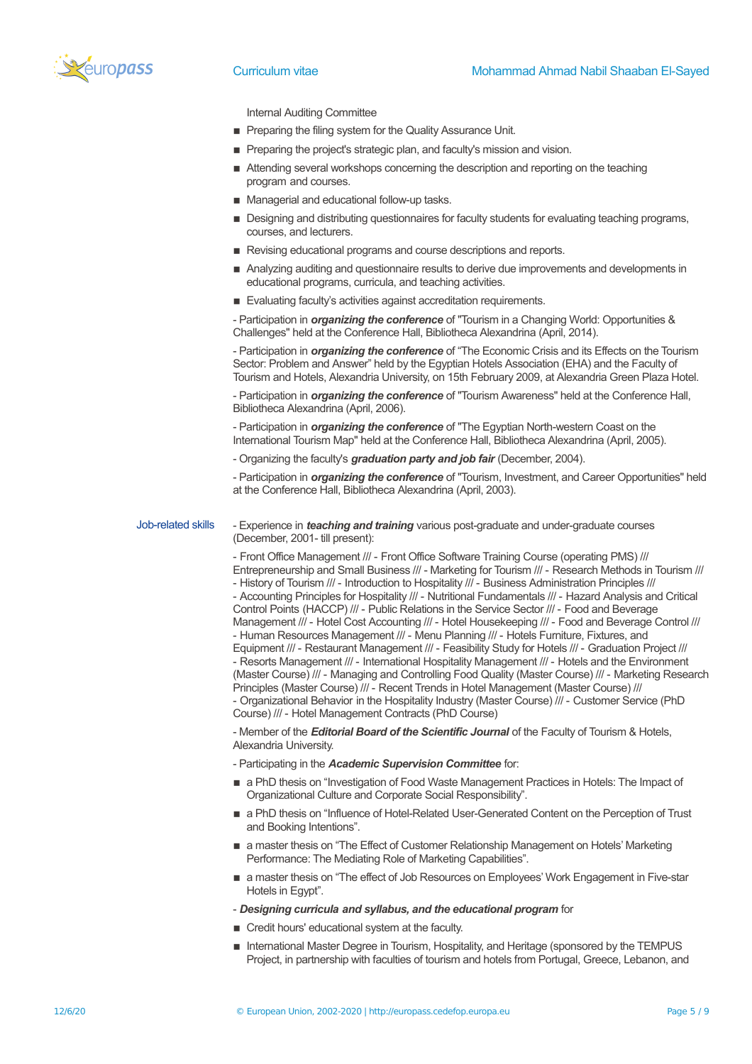Internal Auditing Committee

- Preparing the filing system for the Quality Assurance Unit.
- Preparing the project's strategic plan, and faculty's mission and vision.
- Attending several workshops concerning the description and reporting on the teaching program and courses.
- Managerial and educational follow-up tasks.
- Designing and distributing questionnaires for faculty students for evaluating teaching programs, courses, and lecturers.
- Revising educational programs and course descriptions and reports.
- Analyzing auditing and questionnaire results to derive due improvements and developments in educational programs, curricula, and teaching activities.
- Evaluating faculty's activities against accreditation requirements.

- Participation in ***organizing the conference*** of "Tourism in a Changing World: Opportunities & Challenges" held at the Conference Hall, Bibliotheca Alexandrina (April, 2014).

- Participation in ***organizing the conference*** of "The Economic Crisis and its Effects on the Tourism Sector: Problem and Answer" held by the Egyptian Hotels Association (EHA) and the Faculty of Tourism and Hotels, Alexandria University, on 15th February 2009, at Alexandria Green Plaza Hotel.

- Participation in ***organizing the conference*** of "Tourism Awareness" held at the Conference Hall, Bibliotheca Alexandrina (April, 2006).

- Participation in ***organizing the conference*** of "The Egyptian North-western Coast on the International Tourism Map" held at the Conference Hall, Bibliotheca Alexandrina (April, 2005).

- Organizing the faculty's ***graduation party and job fair*** (December, 2004).

- Participation in ***organizing the conference*** of "Tourism, Investment, and Career Opportunities" held at the Conference Hall, Bibliotheca Alexandrina (April, 2003).

**Job-related skills**

- Experience in ***teaching and training*** various post-graduate and under-graduate courses (December, 2001- till present):

- Front Office Management /// - Front Office Software Training Course (operating PMS) /// Entrepreneurship and Small Business /// - Marketing for Tourism /// - Research Methods in Tourism /// - History of Tourism /// - Introduction to Hospitality /// - Business Administration Principles /// - Accounting Principles for Hospitality /// - Nutritional Fundamentals /// - Hazard Analysis and Critical Control Points (HACCP) /// - Public Relations in the Service Sector /// - Food and Beverage Management /// - Hotel Cost Accounting /// - Hotel Housekeeping /// - Food and Beverage Control /// - Human Resources Management /// - Menu Planning /// - Hotels Furniture, Fixtures, and Equipment /// - Restaurant Management /// - Feasibility Study for Hotels /// - Graduation Project /// - Resorts Management /// - International Hospitality Management /// - Hotels and the Environment (Master Course) /// - Managing and Controlling Food Quality (Master Course) /// - Marketing Research Principles (Master Course) /// - Recent Trends in Hotel Management (Master Course) /// - Organizational Behavior in the Hospitality Industry (Master Course) /// - Customer Service (PhD Course) /// - Hotel Management Contracts (PhD Course)

- Member of the ***Editorial Board of the Scientific Journal*** of the Faculty of Tourism & Hotels, Alexandria University.

- Participating in the ***Academic Supervision Committee*** for:

- a PhD thesis on "Investigation of Food Waste Management Practices in Hotels: The Impact of Organizational Culture and Corporate Social Responsibility".
- a PhD thesis on "Influence of Hotel-Related User-Generated Content on the Perception of Trust and Booking Intentions".
- a master thesis on "The Effect of Customer Relationship Management on Hotels' Marketing Performance: The Mediating Role of Marketing Capabilities".
- a master thesis on "The effect of Job Resources on Employees' Work Engagement in Five-star Hotels in Egypt".

- ***Designing curricula and syllabus, and the educational program*** for

- Credit hours' educational system at the faculty.
- International Master Degree in Tourism, Hospitality, and Heritage (sponsored by the TEMPUS Project, in partnership with faculties of tourism and hotels from Portugal, Greece, Lebanon, and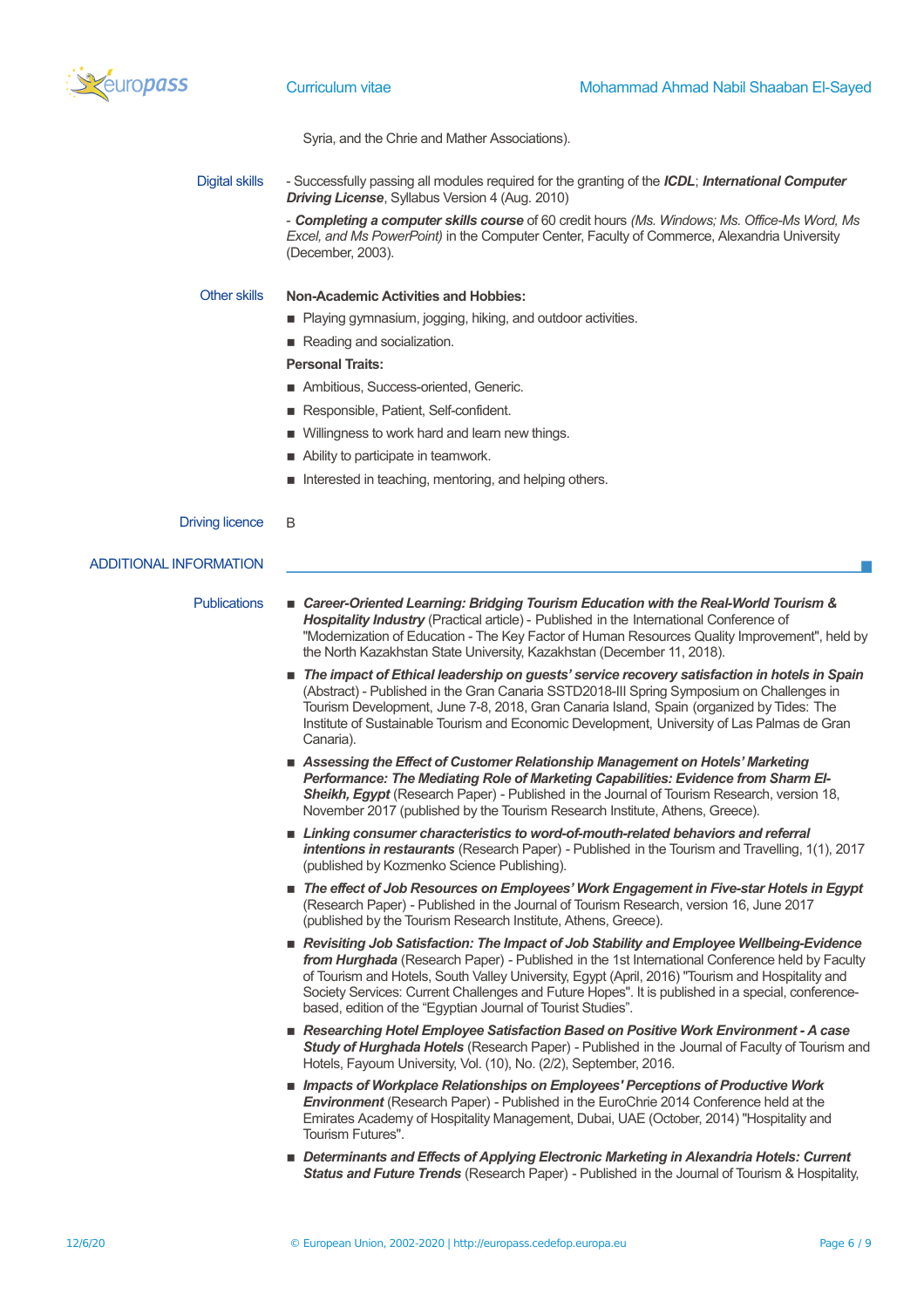Syria, and the Chrie and Mather Associations).

**Digital skills**

- Successfully passing all modules required for the granting of the ***ICDL***; ***International Computer Driving License***, Syllabus Version 4 (Aug. 2010)

- ***Completing a computer skills course*** of 60 credit hours *(Ms. Windows; Ms. Office-Ms Word, Ms Excel, and Ms PowerPoint)* in the Computer Center, Faculty of Commerce, Alexandria University (December, 2003).

**Other skills**

**Non-Academic Activities and Hobbies:**

- Playing gymnasium, jogging, hiking, and outdoor activities.
- Reading and socialization.

**Personal Traits:**

- Ambitious, Success-oriented, Generic.
- Responsible, Patient, Self-confident.
- Willingness to work hard and learn new things.
- Ability to participate in teamwork.
- Interested in teaching, mentoring, and helping others.

**Driving licence**

B

## ADDITIONAL INFORMATION

**Publications**

- ***Career-Oriented Learning: Bridging Tourism Education with the Real-World Tourism & Hospitality Industry*** (Practical article) - Published in the International Conference of "Modernization of Education - The Key Factor of Human Resources Quality Improvement", held by the North Kazakhstan State University, Kazakhstan (December 11, 2018).
- ***The impact of Ethical leadership on guests' service recovery satisfaction in hotels in Spain*** (Abstract) - Published in the Gran Canaria SSTD2018-III Spring Symposium on Challenges in Tourism Development, June 7-8, 2018, Gran Canaria Island, Spain (organized by Tides: The Institute of Sustainable Tourism and Economic Development, University of Las Palmas de Gran Canaria).
- ***Assessing the Effect of Customer Relationship Management on Hotels' Marketing Performance: The Mediating Role of Marketing Capabilities: Evidence from Sharm El-Sheikh, Egypt*** (Research Paper) - Published in the Journal of Tourism Research, version 18, November 2017 (published by the Tourism Research Institute, Athens, Greece).
- ***Linking consumer characteristics to word-of-mouth-related behaviors and referral intentions in restaurants*** (Research Paper) - Published in the Tourism and Travelling, 1(1), 2017 (published by Kozmenko Science Publishing).
- ***The effect of Job Resources on Employees' Work Engagement in Five-star Hotels in Egypt*** (Research Paper) - Published in the Journal of Tourism Research, version 16, June 2017 (published by the Tourism Research Institute, Athens, Greece).
- ***Revisiting Job Satisfaction: The Impact of Job Stability and Employee Wellbeing-Evidence from Hurghada*** (Research Paper) - Published in the 1st International Conference held by Faculty of Tourism and Hotels, South Valley University, Egypt (April, 2016) "Tourism and Hospitality and Society Services: Current Challenges and Future Hopes". It is published in a special, conference-based, edition of the "Egyptian Journal of Tourist Studies".
- ***Researching Hotel Employee Satisfaction Based on Positive Work Environment - A case Study of Hurghada Hotels*** (Research Paper) - Published in the Journal of Faculty of Tourism and Hotels, Fayoum University, Vol. (10), No. (2/2), September, 2016.
- ***Impacts of Workplace Relationships on Employees' Perceptions of Productive Work Environment*** (Research Paper) - Published in the EuroChrie 2014 Conference held at the Emirates Academy of Hospitality Management, Dubai, UAE (October, 2014) "Hospitality and Tourism Futures".
- ***Determinants and Effects of Applying Electronic Marketing in Alexandria Hotels: Current Status and Future Trends*** (Research Paper) - Published in the Journal of Tourism & Hospitality,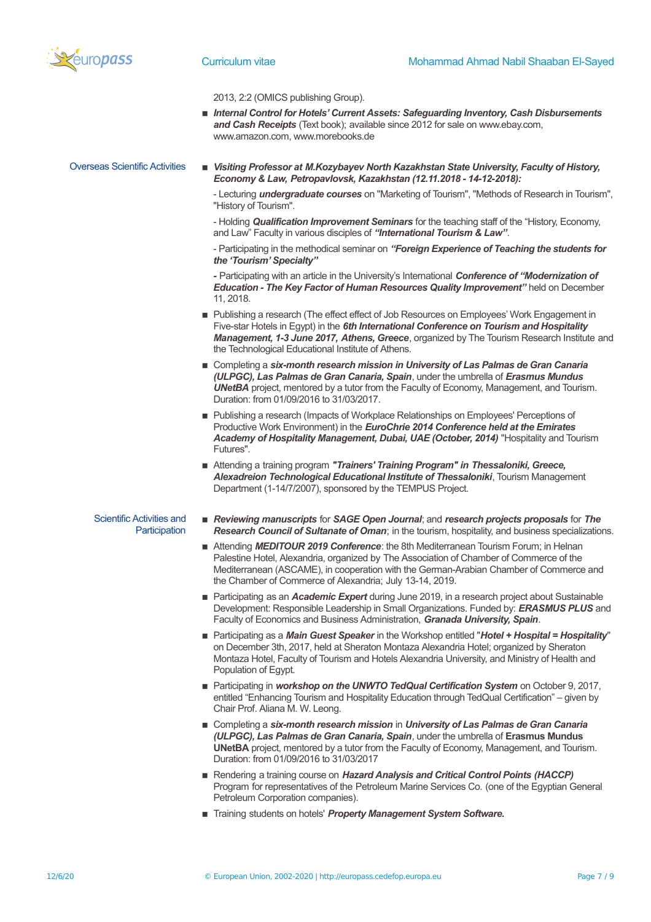2013, 2:2 (OMICS publishing Group).

- ***Internal Control for Hotels' Current Assets: Safeguarding Inventory, Cash Disbursements and Cash Receipts*** (Text book); available since 2012 for sale on www.ebay.com, www.amazon.com, www.morebooks.de

## Overseas Scientific Activities

- ***Visiting Professor at M.Kozybayev North Kazakhstan State University, Faculty of History, Economy & Law, Petropavlovsk, Kazakhstan (12.11.2018 - 14-12-2018):***

  - Lecturing ***undergraduate courses*** on "Marketing of Tourism", "Methods of Research in Tourism", "History of Tourism".

  - Holding ***Qualification Improvement Seminars*** for the teaching staff of the "History, Economy, and Law" Faculty in various disciples of ***"International Tourism & Law"***.

  - Participating in the methodical seminar on ***"Foreign Experience of Teaching the students for the 'Tourism' Specialty"***

  **-** Participating with an article in the University's International ***Conference of "Modernization of Education - The Key Factor of Human Resources Quality Improvement"*** held on December 11, 2018.

- Publishing a research (The effect effect of Job Resources on Employees' Work Engagement in Five-star Hotels in Egypt) in the ***6th International Conference on Tourism and Hospitality Management, 1-3 June 2017, Athens, Greece***, organized by The Tourism Research Institute and the Technological Educational Institute of Athens.
- Completing a ***six-month research mission in University of Las Palmas de Gran Canaria (ULPGC), Las Palmas de Gran Canaria, Spain***, under the umbrella of ***Erasmus Mundus UNetBA*** project, mentored by a tutor from the Faculty of Economy, Management, and Tourism. Duration: from 01/09/2016 to 31/03/2017.
- Publishing a research (Impacts of Workplace Relationships on Employees' Perceptions of Productive Work Environment) in the ***EuroChrie 2014 Conference held at the Emirates Academy of Hospitality Management, Dubai, UAE (October, 2014)*** "Hospitality and Tourism Futures".
- Attending a training program ***"Trainers' Training Program" in Thessaloniki, Greece, Alexadreion Technological Educational Institute of Thessaloniki***, Tourism Management Department (1-14/7/2007), sponsored by the TEMPUS Project.

## Scientific Activities and Participation

- ***Reviewing manuscripts*** for ***SAGE Open Journal***; and ***research projects proposals*** for ***The Research Council of Sultanate of Oman***; in the tourism, hospitality, and business specializations.
- Attending ***MEDITOUR 2019 Conference***: the 8th Mediterranean Tourism Forum; in Helnan Palestine Hotel, Alexandria, organized by The Association of Chamber of Commerce of the Mediterranean (ASCAME), in cooperation with the German-Arabian Chamber of Commerce and the Chamber of Commerce of Alexandria; July 13-14, 2019.
- Participating as an ***Academic Expert*** during June 2019, in a research project about Sustainable Development: Responsible Leadership in Small Organizations. Funded by: ***ERASMUS PLUS*** and Faculty of Economics and Business Administration, ***Granada University, Spain***.
- Participating as a ***Main Guest Speaker*** in the Workshop entitled "***Hotel + Hospital = Hospitality***" on December 3th, 2017, held at Sheraton Montaza Alexandria Hotel; organized by Sheraton Montaza Hotel, Faculty of Tourism and Hotels Alexandria University, and Ministry of Health and Population of Egypt.
- Participating in ***workshop on the UNWTO TedQual Certification System*** on October 9, 2017, entitled "Enhancing Tourism and Hospitality Education through TedQual Certification" – given by Chair Prof. Aliana M. W. Leong.
- Completing a ***six-month research mission*** in ***University of Las Palmas de Gran Canaria (ULPGC), Las Palmas de Gran Canaria, Spain***, under the umbrella of **Erasmus Mundus UNetBA** project, mentored by a tutor from the Faculty of Economy, Management, and Tourism. Duration: from 01/09/2016 to 31/03/2017
- Rendering a training course on ***Hazard Analysis and Critical Control Points (HACCP)*** Program for representatives of the Petroleum Marine Services Co. (one of the Egyptian General Petroleum Corporation companies).
- Training students on hotels' ***Property Management System Software.***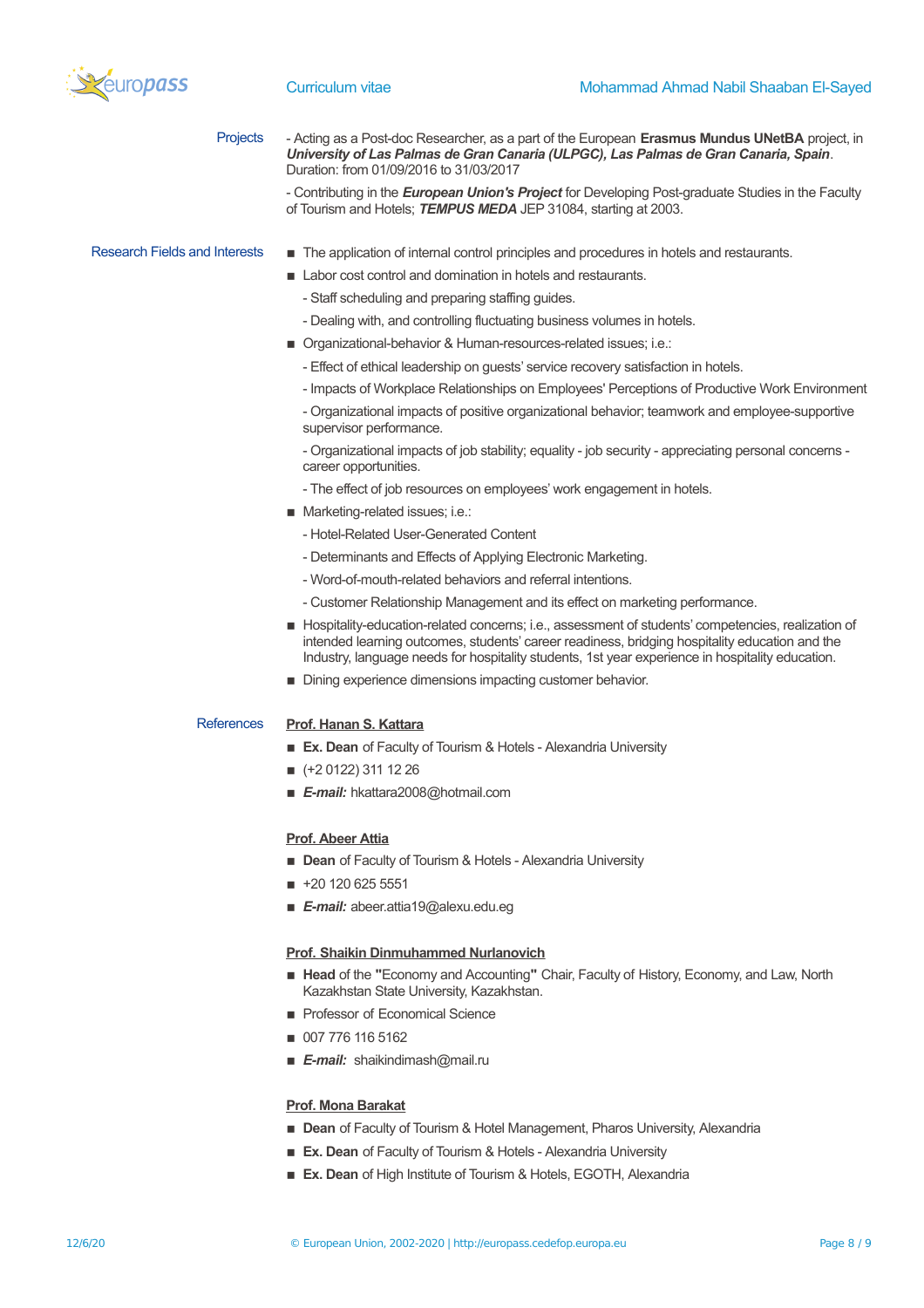## Projects

- Acting as a Post-doc Researcher, as a part of the European **Erasmus Mundus UNetBA** project, in ***University of Las Palmas de Gran Canaria (ULPGC), Las Palmas de Gran Canaria, Spain***. Duration: from 01/09/2016 to 31/03/2017

- Contributing in the ***European Union's Project*** for Developing Post-graduate Studies in the Faculty of Tourism and Hotels; ***TEMPUS MEDA*** JEP 31084, starting at 2003.

## Research Fields and Interests

- The application of internal control principles and procedures in hotels and restaurants.
- Labor cost control and domination in hotels and restaurants.
  - Staff scheduling and preparing staffing guides.
  - Dealing with, and controlling fluctuating business volumes in hotels.
- Organizational-behavior & Human-resources-related issues; i.e.:
  - Effect of ethical leadership on guests' service recovery satisfaction in hotels.
  - Impacts of Workplace Relationships on Employees' Perceptions of Productive Work Environment
  - Organizational impacts of positive organizational behavior; teamwork and employee-supportive supervisor performance.
  - Organizational impacts of job stability; equality - job security - appreciating personal concerns - career opportunities.
  - The effect of job resources on employees' work engagement in hotels.
- Marketing-related issues; i.e.:
  - Hotel-Related User-Generated Content
  - Determinants and Effects of Applying Electronic Marketing.
  - Word-of-mouth-related behaviors and referral intentions.
  - Customer Relationship Management and its effect on marketing performance.
- Hospitality-education-related concerns; i.e., assessment of students' competencies, realization of intended learning outcomes, students' career readiness, bridging hospitality education and the Industry, language needs for hospitality students, 1st year experience in hospitality education.
- Dining experience dimensions impacting customer behavior.

## References

**Prof. Hanan S. Kattara**

- **Ex. Dean** of Faculty of Tourism & Hotels - Alexandria University
- (+2 0122) 311 12 26
- ***E-mail:*** hkattara2008@hotmail.com

**Prof. Abeer Attia**

- **Dean** of Faculty of Tourism & Hotels - Alexandria University
- +20 120 625 5551
- ***E-mail:*** abeer.attia19@alexu.edu.eg

**Prof. Shaikin Dinmuhammed Nurlanovich**

- **Head** of the **"**Economy and Accounting**"** Chair, Faculty of History, Economy, and Law, North Kazakhstan State University, Kazakhstan.
- Professor of Economical Science
- 007 776 116 5162
- ***E-mail:*** shaikindimash@mail.ru

**Prof. Mona Barakat**

- **Dean** of Faculty of Tourism & Hotel Management, Pharos University, Alexandria
- **Ex. Dean** of Faculty of Tourism & Hotels - Alexandria University
- **Ex. Dean** of High Institute of Tourism & Hotels, EGOTH, Alexandria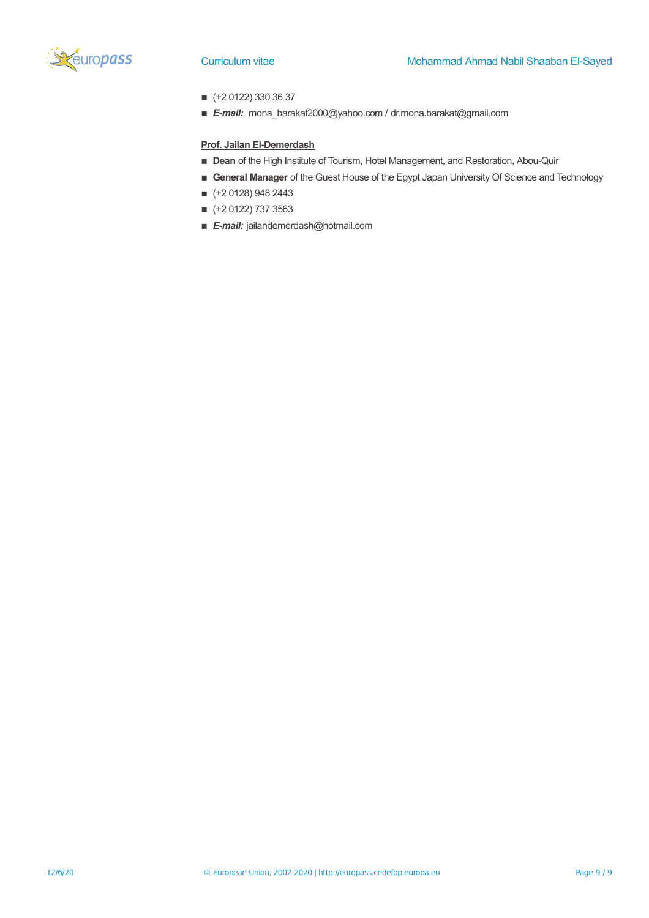- (+2 0122) 330 36 37
- ***E-mail:*** mona_barakat2000@yahoo.com / dr.mona.barakat@gmail.com

**Prof. Jailan El-Demerdash**

- **Dean** of the High Institute of Tourism, Hotel Management, and Restoration, Abou-Quir
- **General Manager** of the Guest House of the Egypt Japan University Of Science and Technology
- (+2 0128) 948 2443
- (+2 0122) 737 3563
- ***E-mail:*** jailandemerdash@hotmail.com